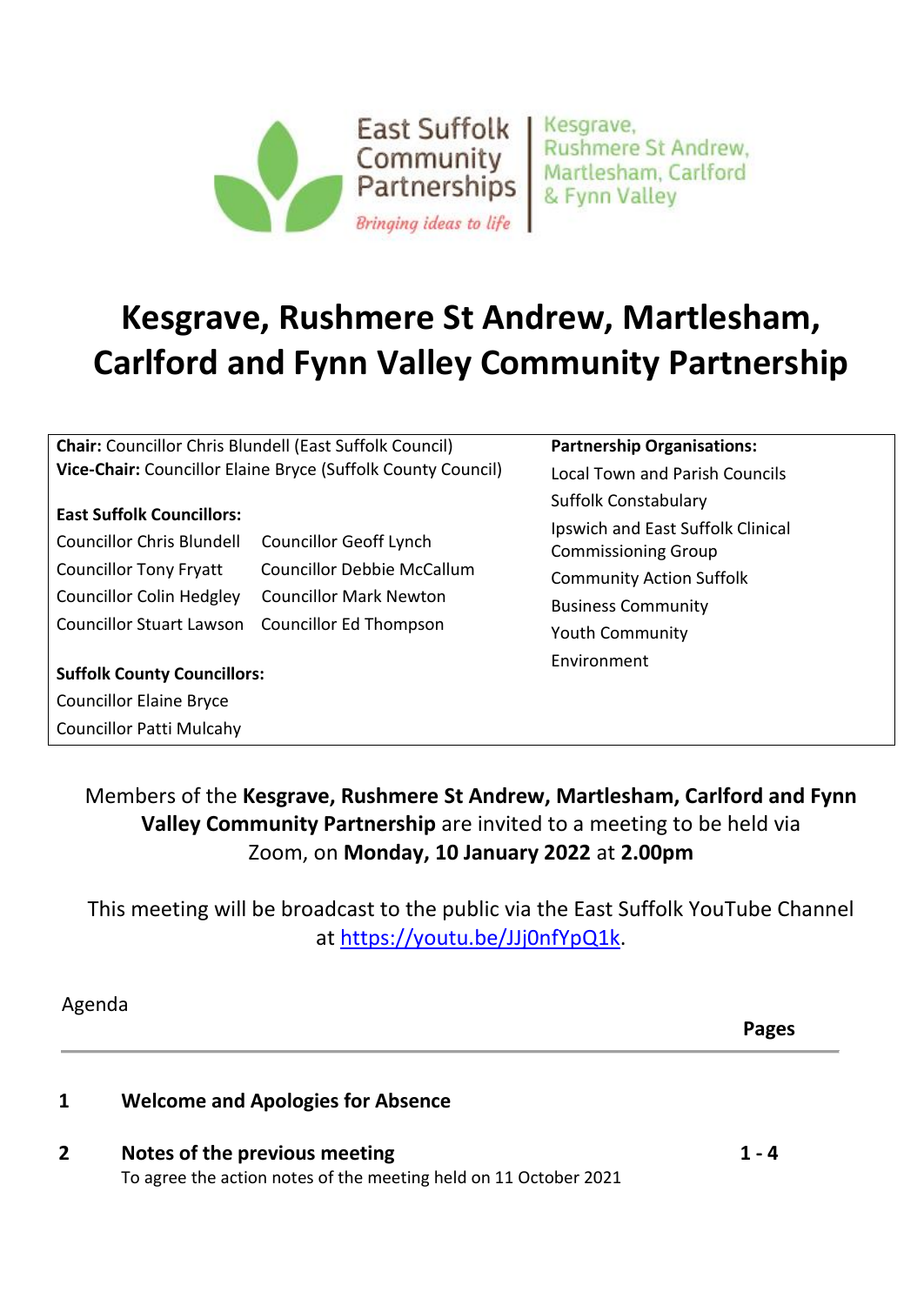East Suffolk Community Partnerships
*Bringing ideas to life*
Kesgrave, Rushmere St Andrew, Martlesham, Carlford & Fynn Valley

# Kesgrave, Rushmere St Andrew, Martlesham, Carlford and Fynn Valley Community Partnership

**Chair:** Councillor Chris Blundell (East Suffolk Council)
**Vice-Chair:** Councillor Elaine Bryce (Suffolk County Council)

**East Suffolk Councillors:**

| | |
|---|---|
| Councillor Chris Blundell | Councillor Geoff Lynch |
| Councillor Tony Fryatt | Councillor Debbie McCallum |
| Councillor Colin Hedgley | Councillor Mark Newton |
| Councillor Stuart Lawson | Councillor Ed Thompson |

**Suffolk County Councillors:**
Councillor Elaine Bryce
Councillor Patti Mulcahy

**Partnership Organisations:**
Local Town and Parish Councils
Suffolk Constabulary
Ipswich and East Suffolk Clinical Commissioning Group
Community Action Suffolk
Business Community
Youth Community
Environment

Members of the **Kesgrave, Rushmere St Andrew, Martlesham, Carlford and Fynn Valley Community Partnership** are invited to a meeting to be held via Zoom, on **Monday, 10 January 2022** at **2.00pm**

This meeting will be broadcast to the public via the East Suffolk YouTube Channel at https://youtu.be/JJj0nfYpQ1k.

Agenda

| | | **Pages** |
|---|---|---|
| **1** | **Welcome and Apologies for Absence** | |
| **2** | **Notes of the previous meeting**<br>To agree the action notes of the meeting held on 11 October 2021 | **1 - 4** |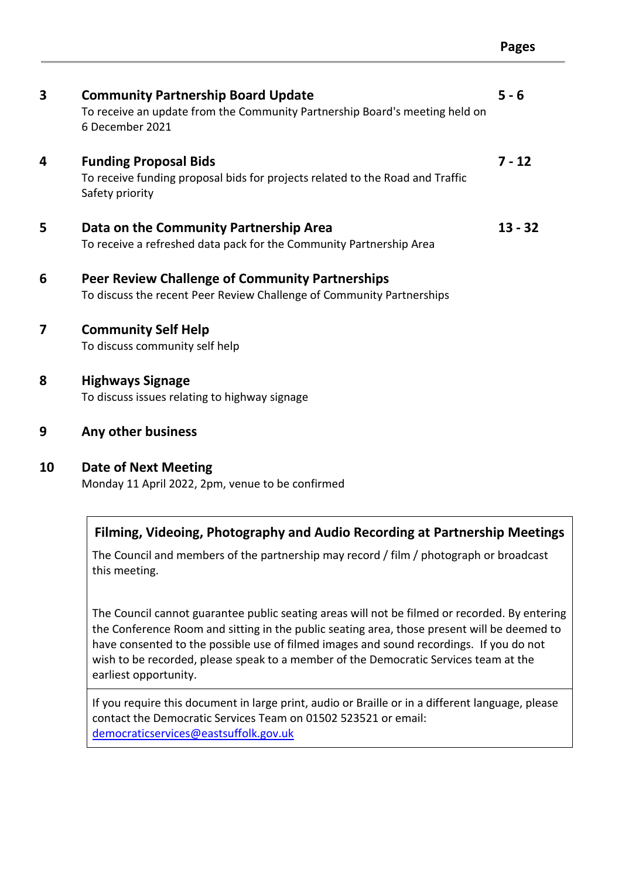| | | Pages |
|---|---|---|
| **3** | **Community Partnership Board Update**<br>To receive an update from the Community Partnership Board's meeting held on 6 December 2021 | **5 - 6** |
| **4** | **Funding Proposal Bids**<br>To receive funding proposal bids for projects related to the Road and Traffic Safety priority | **7 - 12** |
| **5** | **Data on the Community Partnership Area**<br>To receive a refreshed data pack for the Community Partnership Area | **13 - 32** |
| **6** | **Peer Review Challenge of Community Partnerships**<br>To discuss the recent Peer Review Challenge of Community Partnerships | |
| **7** | **Community Self Help**<br>To discuss community self help | |
| **8** | **Highways Signage**<br>To discuss issues relating to highway signage | |
| **9** | **Any other business** | |
| **10** | **Date of Next Meeting**<br>Monday 11 April 2022, 2pm, venue to be confirmed | |

**Filming, Videoing, Photography and Audio Recording at Partnership Meetings**

The Council and members of the partnership may record / film / photograph or broadcast this meeting.

The Council cannot guarantee public seating areas will not be filmed or recorded. By entering the Conference Room and sitting in the public seating area, those present will be deemed to have consented to the possible use of filmed images and sound recordings. If you do not wish to be recorded, please speak to a member of the Democratic Services team at the earliest opportunity.

If you require this document in large print, audio or Braille or in a different language, please contact the Democratic Services Team on 01502 523521 or email: democraticservices@eastsuffolk.gov.uk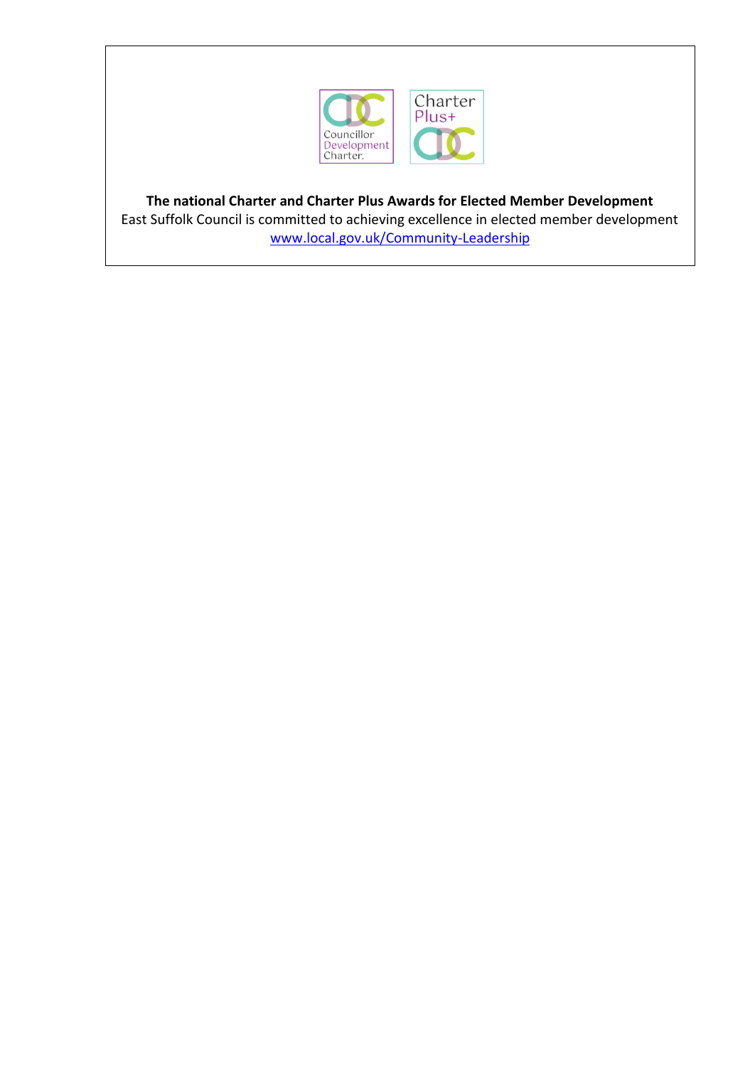**The national Charter and Charter Plus Awards for Elected Member Development**

East Suffolk Council is committed to achieving excellence in elected member development

[www.local.gov.uk/Community-Leadership](http://www.local.gov.uk/Community-Leadership)